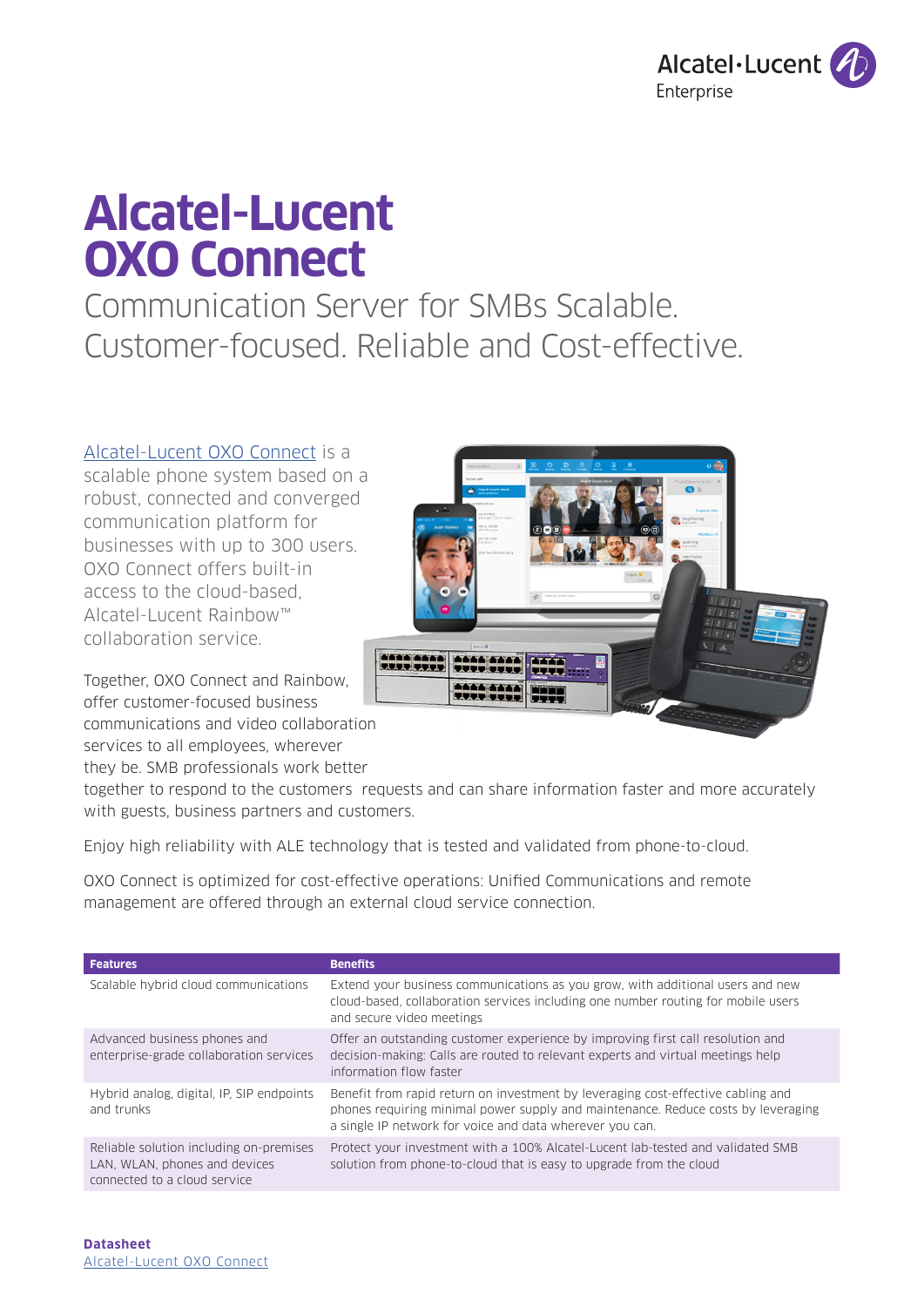# Alcatel-Lucent OXO Connect

## Communication Server for SMBs Scalable. Customer-focused. Reliable and Cost-effective.

Alcatel-Lucent OXO Connect is a scalable phone system based on a robust, connected and converged communication platform for businesses with up to 300 users. OXO Connect offers built-in access to the cloud-based, Alcatel-Lucent Rainbow™ collaboration service.

Together, OXO Connect and Rainbow, offer customer-focused business communications and video collaboration services to all employees, wherever they be. SMB professionals work better together to respond to the customers requests and can share information faster and more accurately with guests, business partners and customers.

Enjoy high reliability with ALE technology that is tested and validated from phone-to-cloud.

OXO Connect is optimized for cost-effective operations: Unified Communications and remote management are offered through an external cloud service connection.

| Features | Benefits |
| --- | --- |
| Scalable hybrid cloud communications | Extend your business communications as you grow, with additional users and new cloud-based, collaboration services including one number routing for mobile users and secure video meetings |
| Advanced business phones and enterprise-grade collaboration services | Offer an outstanding customer experience by improving first call resolution and decision-making: Calls are routed to relevant experts and virtual meetings help information flow faster |
| Hybrid analog, digital, IP, SIP endpoints and trunks | Benefit from rapid return on investment by leveraging cost-effective cabling and phones requiring minimal power supply and maintenance. Reduce costs by leveraging a single IP network for voice and data wherever you can. |
| Reliable solution including on-premises LAN, WLAN, phones and devices connected to a cloud service | Protect your investment with a 100% Alcatel-Lucent lab-tested and validated SMB solution from phone-to-cloud that is easy to upgrade from the cloud |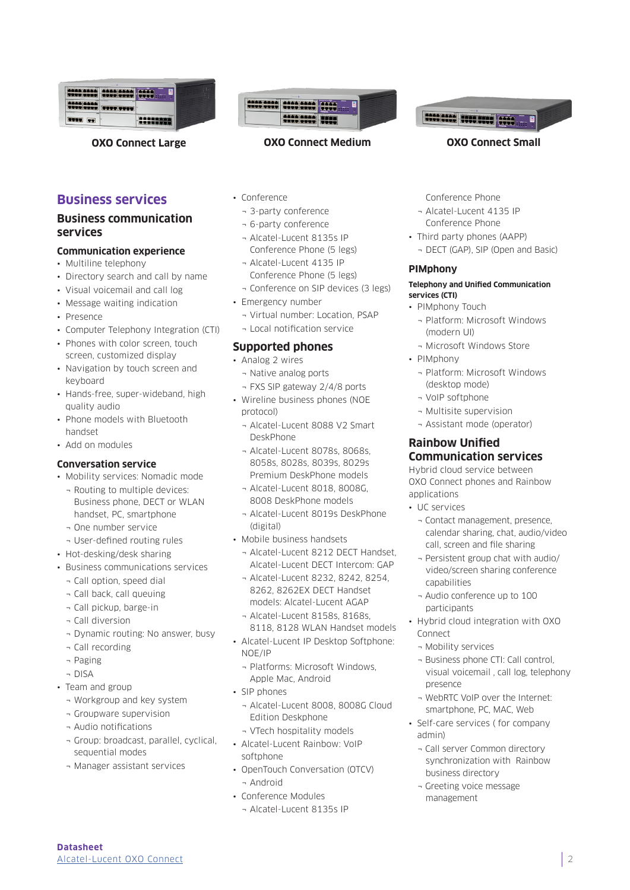**OXO Connect Large** **OXO Connect Medium** **OXO Connect Small**

# Business services

## Business communication services

### Communication experience

- Multiline telephony
- Directory search and call by name
- Visual voicemail and call log
- Message waiting indication
- Presence
- Computer Telephony Integration (CTI)
- Phones with color screen, touch screen, customized display
- Navigation by touch screen and keyboard
- Hands-free, super-wideband, high quality audio
- Phone models with Bluetooth handset
- Add on modules

### Conversation service

- Mobility services: Nomadic mode
  - Routing to multiple devices: Business phone, DECT or WLAN handset, PC, smartphone
  - One number service
  - User-defined routing rules
- Hot-desking/desk sharing
- Business communications services
  - Call option, speed dial
  - Call back, call queuing
  - Call pickup, barge-in
  - Call diversion
  - Dynamic routing: No answer, busy
  - Call recording
  - Paging
  - DISA
- Team and group
  - Workgroup and key system
  - Groupware supervision
  - Audio notifications
  - Group: broadcast, parallel, cyclical, sequential modes
  - Manager assistant services
- Conference
  - 3-party conference
  - 6-party conference
  - Alcatel-Lucent 8135s IP Conference Phone (5 legs)
  - Alcatel-Lucent 4135 IP Conference Phone (5 legs)
  - Conference on SIP devices (3 legs)
- Emergency number
  - Virtual number: Location, PSAP
  - Local notification service

## Supported phones

- Analog 2 wires
  - Native analog ports
  - FXS SIP gateway 2/4/8 ports
- Wireline business phones (NOE protocol)
  - Alcatel-Lucent 8088 V2 Smart DeskPhone
  - Alcatel-Lucent 8078s, 8068s, 8058s, 8028s, 8039s, 8029s Premium DeskPhone models
  - Alcatel-Lucent 8018, 8008G, 8008 DeskPhone models
  - Alcatel-Lucent 8019s DeskPhone (digital)
- Mobile business handsets
  - Alcatel-Lucent 8212 DECT Handset, Alcatel-Lucent DECT Intercom: GAP
  - Alcatel-Lucent 8232, 8242, 8254, 8262, 8262EX DECT Handset models: Alcatel-Lucent AGAP
  - Alcatel-Lucent 8158s, 8168s, 8118, 8128 WLAN Handset models
- Alcatel-Lucent IP Desktop Softphone: NOE/IP
  - Platforms: Microsoft Windows, Apple Mac, Android
- SIP phones
  - Alcatel-Lucent 8008, 8008G Cloud Edition Deskphone
  - VTech hospitality models
- Alcatel-Lucent Rainbow: VoIP softphone
- OpenTouch Conversation (OTCV)
  - Android
- Conference Modules
  - Alcatel-Lucent 8135s IP Conference Phone
  - Alcatel-Lucent 4135 IP Conference Phone
- Third party phones (AAPP)
  - DECT (GAP), SIP (Open and Basic)

## PIMphony

#### Telephony and Unified Communication services (CTI)

- PIMphony Touch
  - Platform: Microsoft Windows (modern UI)
  - Microsoft Windows Store
- PIMphony
  - Platform: Microsoft Windows (desktop mode)
  - VoIP softphone
  - Multisite supervision
  - Assistant mode (operator)

## Rainbow Unified Communication services

Hybrid cloud service between OXO Connect phones and Rainbow applications

- UC services
  - Contact management, presence, calendar sharing, chat, audio/video call, screen and file sharing
  - Persistent group chat with audio/video/screen sharing conference capabilities
  - Audio conference up to 100 participants
- Hybrid cloud integration with OXO Connect
  - Mobility services
  - Business phone CTI: Call control, visual voicemail , call log, telephony presence
  - WebRTC VoIP over the Internet: smartphone, PC, MAC, Web
- Self-care services ( for company admin)
  - Call server Common directory synchronization with Rainbow business directory
  - Greeting voice message management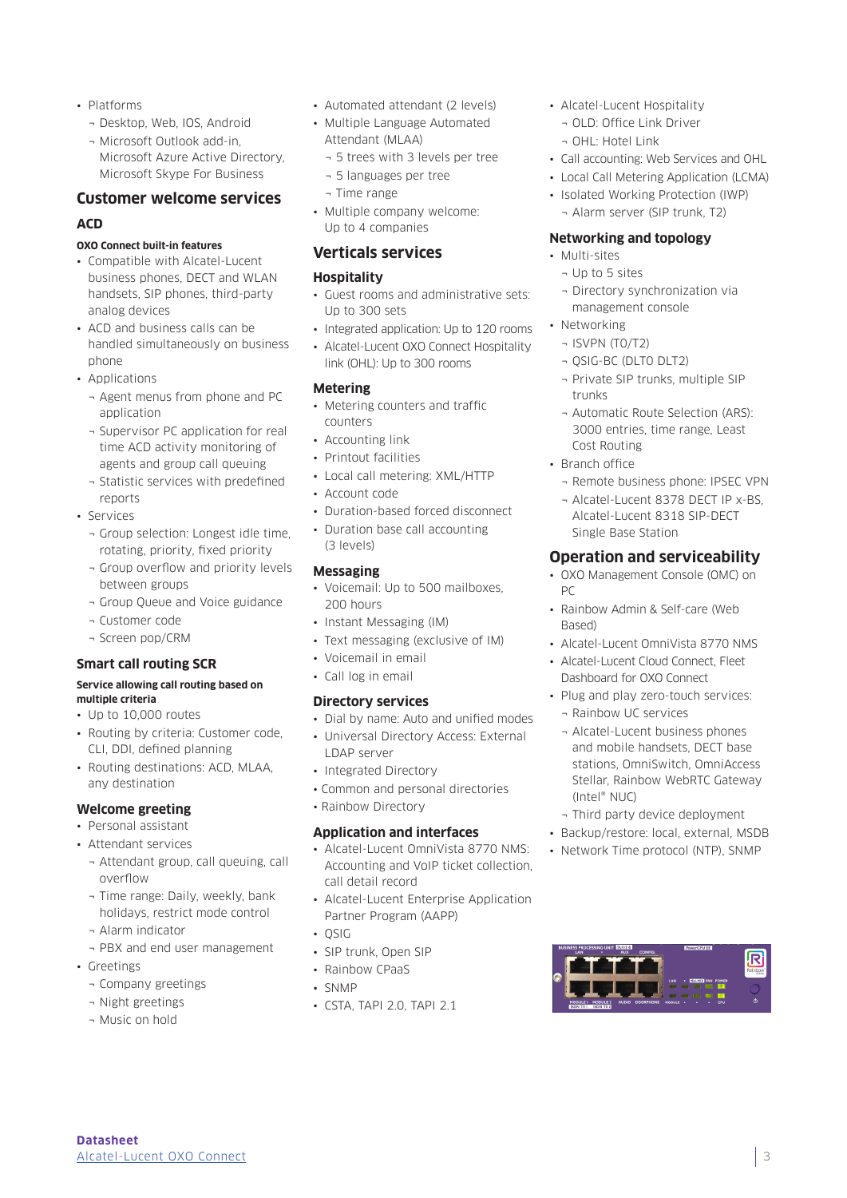- Platforms
  - Desktop, Web, IOS, Android
  - Microsoft Outlook add-in, Microsoft Azure Active Directory, Microsoft Skype For Business

## Customer welcome services

### ACD

**OXO Connect built-in features**

- Compatible with Alcatel-Lucent business phones, DECT and WLAN handsets, SIP phones, third-party analog devices
- ACD and business calls can be handled simultaneously on business phone
- Applications
  - Agent menus from phone and PC application
  - Supervisor PC application for real time ACD activity monitoring of agents and group call queuing
  - Statistic services with predefined reports
- Services
  - Group selection: Longest idle time, rotating, priority, fixed priority
  - Group overflow and priority levels between groups
  - Group Queue and Voice guidance
  - Customer code
  - Screen pop/CRM

### Smart call routing SCR

**Service allowing call routing based on multiple criteria**

- Up to 10,000 routes
- Routing by criteria: Customer code, CLI, DDI, defined planning
- Routing destinations: ACD, MLAA, any destination

### Welcome greeting

- Personal assistant
- Attendant services
  - Attendant group, call queuing, call overflow
  - Time range: Daily, weekly, bank holidays, restrict mode control
  - Alarm indicator
  - PBX and end user management
- Greetings
  - Company greetings
  - Night greetings
  - Music on hold
- Automated attendant (2 levels)
- Multiple Language Automated Attendant (MLAA)
  - 5 trees with 3 levels per tree
  - 5 languages per tree
  - Time range
- Multiple company welcome: Up to 4 companies

## Verticals services

### Hospitality

- Guest rooms and administrative sets: Up to 300 sets
- Integrated application: Up to 120 rooms
- Alcatel-Lucent OXO Connect Hospitality link (OHL): Up to 300 rooms

### Metering

- Metering counters and traffic counters
- Accounting link
- Printout facilities
- Local call metering: XML/HTTP
- Account code
- Duration-based forced disconnect
- Duration base call accounting (3 levels)

### Messaging

- Voicemail: Up to 500 mailboxes, 200 hours
- Instant Messaging (IM)
- Text messaging (exclusive of IM)
- Voicemail in email
- Call log in email

### Directory services

- Dial by name: Auto and unified modes
- Universal Directory Access: External LDAP server
- Integrated Directory
- Common and personal directories
- Rainbow Directory

### Application and interfaces

- Alcatel-Lucent OmniVista 8770 NMS: Accounting and VoIP ticket collection, call detail record
- Alcatel-Lucent Enterprise Application Partner Program (AAPP)
- QSIG
- SIP trunk, Open SIP
- Rainbow CPaaS
- SNMP
- CSTA, TAPI 2.0, TAPI 2.1
- Alcatel-Lucent Hospitality
  - OLD: Office Link Driver
  - OHL: Hotel Link
- Call accounting: Web Services and OHL
- Local Call Metering Application (LCMA)
- Isolated Working Protection (IWP)
  - Alarm server (SIP trunk, T2)

### Networking and topology

- Multi-sites
  - Up to 5 sites
  - Directory synchronization via management console
- Networking
  - ISVPN (T0/T2)
  - QSIG-BC (DLT0 DLT2)
  - Private SIP trunks, multiple SIP trunks
  - Automatic Route Selection (ARS): 3000 entries, time range, Least Cost Routing
- Branch office
  - Remote business phone: IPSEC VPN
  - Alcatel-Lucent 8378 DECT IP x-BS, Alcatel-Lucent 8318 SIP-DECT Single Base Station

## Operation and serviceability

- OXO Management Console (OMC) on PC
- Rainbow Admin & Self-care (Web Based)
- Alcatel-Lucent OmniVista 8770 NMS
- Alcatel-Lucent Cloud Connect, Fleet Dashboard for OXO Connect
- Plug and play zero-touch services:
  - Rainbow UC services
  - Alcatel-Lucent business phones and mobile handsets, DECT base stations, OmniSwitch, OmniAccess Stellar, Rainbow WebRTC Gateway (Intel® NUC)
  - Third party device deployment
- Backup/restore: local, external, MSDB
- Network Time protocol (NTP), SNMP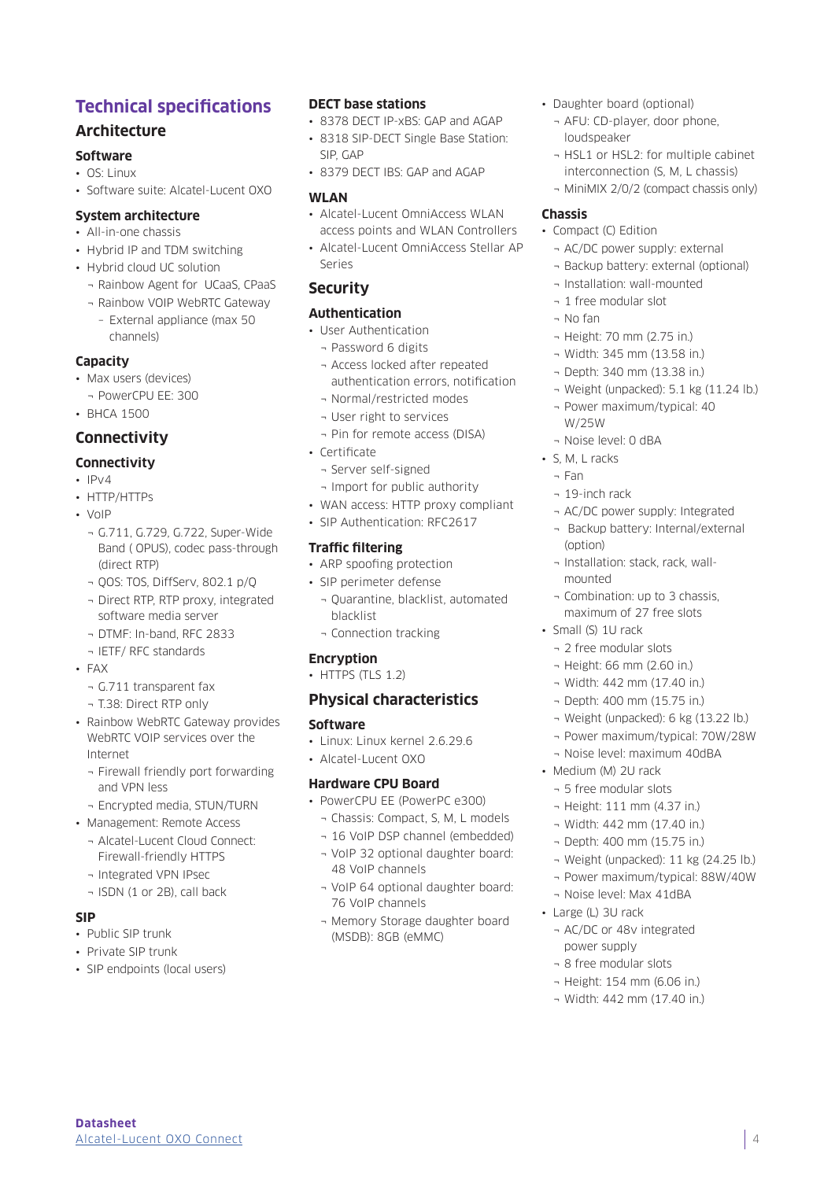# Technical specifications

## Architecture

### Software

- OS: Linux
- Software suite: Alcatel-Lucent OXO

### System architecture

- All-in-one chassis
- Hybrid IP and TDM switching
- Hybrid cloud UC solution
  - Rainbow Agent for UCaaS, CPaaS
  - Rainbow VOIP WebRTC Gateway
    - External appliance (max 50 channels)

### Capacity

- Max users (devices)
  - PowerCPU EE: 300
- BHCA 1500

## Connectivity

### Connectivity

- IPv4
- HTTP/HTTPs
- VoIP
  - G.711, G.729, G.722, Super-Wide Band ( OPUS), codec pass-through (direct RTP)
  - QOS: TOS, DiffServ, 802.1 p/Q
  - Direct RTP, RTP proxy, integrated software media server
  - DTMF: In-band, RFC 2833
  - IETF/ RFC standards
- FAX
  - G.711 transparent fax
  - T.38: Direct RTP only
- Rainbow WebRTC Gateway provides WebRTC VOIP services over the Internet
  - Firewall friendly port forwarding and VPN less
  - Encrypted media, STUN/TURN
- Management: Remote Access
  - Alcatel-Lucent Cloud Connect: Firewall-friendly HTTPS
  - Integrated VPN IPsec
  - ISDN (1 or 2B), call back

### SIP

- Public SIP trunk
- Private SIP trunk
- SIP endpoints (local users)

### DECT base stations

- 8378 DECT IP-xBS: GAP and AGAP
- 8318 SIP-DECT Single Base Station: SIP, GAP
- 8379 DECT IBS: GAP and AGAP

### WLAN

- Alcatel-Lucent OmniAccess WLAN access points and WLAN Controllers
- Alcatel-Lucent OmniAccess Stellar AP Series

## Security

### Authentication

- User Authentication
  - Password 6 digits
  - Access locked after repeated authentication errors, notification
  - Normal/restricted modes
  - User right to services
  - Pin for remote access (DISA)
- Certificate
  - Server self-signed
  - Import for public authority
- WAN access: HTTP proxy compliant
- SIP Authentication: RFC2617

### Traffic filtering

- ARP spoofing protection
- SIP perimeter defense
  - Quarantine, blacklist, automated blacklist
  - Connection tracking

### Encryption

- HTTPS (TLS 1.2)

## Physical characteristics

### Software

- Linux: Linux kernel 2.6.29.6
- Alcatel-Lucent OXO

### Hardware CPU Board

- PowerCPU EE (PowerPC e300)
  - Chassis: Compact, S, M, L models
  - 16 VoIP DSP channel (embedded)
  - VoIP 32 optional daughter board: 48 VoIP channels
  - VoIP 64 optional daughter board: 76 VoIP channels
  - Memory Storage daughter board (MSDB): 8GB (eMMC)
- Daughter board (optional)
  - AFU: CD-player, door phone, loudspeaker
  - HSL1 or HSL2: for multiple cabinet interconnection (S, M, L chassis)
  - MiniMIX 2/0/2 (compact chassis only)

### Chassis

- Compact (C) Edition
  - AC/DC power supply: external
  - Backup battery: external (optional)
  - Installation: wall-mounted
  - 1 free modular slot
  - No fan
  - Height: 70 mm (2.75 in.)
  - Width: 345 mm (13.58 in.)
  - Depth: 340 mm (13.38 in.)
  - Weight (unpacked): 5.1 kg (11.24 lb.)
  - Power maximum/typical: 40 W/25W
  - Noise level: 0 dBA
- S, M, L racks
  - Fan
  - 19-inch rack
  - AC/DC power supply: Integrated
  - Backup battery: Internal/external (option)
  - Installation: stack, rack, wall-mounted
  - Combination: up to 3 chassis, maximum of 27 free slots
- Small (S) 1U rack
  - 2 free modular slots
  - Height: 66 mm (2.60 in.)
  - Width: 442 mm (17.40 in.)
  - Depth: 400 mm (15.75 in.)
  - Weight (unpacked): 6 kg (13.22 lb.)
  - Power maximum/typical: 70W/28W
  - Noise level: maximum 40dBA
- Medium (M) 2U rack
  - 5 free modular slots
  - Height: 111 mm (4.37 in.)
  - Width: 442 mm (17.40 in.)
  - Depth: 400 mm (15.75 in.)
  - Weight (unpacked): 11 kg (24.25 lb.)
  - Power maximum/typical: 88W/40W
  - Noise level: Max 41dBA
- Large (L) 3U rack
  - AC/DC or 48v integrated power supply
  - 8 free modular slots
  - Height: 154 mm (6.06 in.)
  - Width: 442 mm (17.40 in.)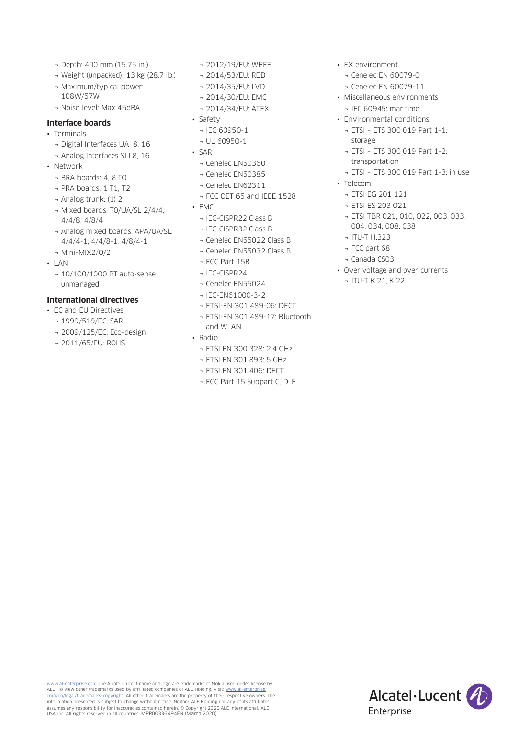- Depth: 400 mm (15.75 in.)
- Weight (unpacked): 13 kg (28.7 lb.)
- Maximum/typical power: 108W/57W
- Noise level: Max 45dBA

### Interface boards

- Terminals
  - Digital Interfaces UAI 8, 16
  - Analog Interfaces SLI 8, 16
- Network
  - BRA boards: 4, 8 T0
  - PRA boards: 1 T1, T2
  - Analog trunk: (1) 2
  - Mixed boards: T0/UA/SL 2/4/4, 4/4/8, 4/8/4
  - Analog mixed boards: APA/UA/SL 4/4/4-1, 4/4/8-1, 4/8/4-1
  - Mini-MIX2/0/2
- LAN
  - 10/100/1000 BT auto-sense unmanaged

### International directives

- EC and EU Directives
  - 1999/519/EC: SAR
  - 2009/125/EC: Eco-design
  - 2011/65/EU: ROHS
  - 2012/19/EU: WEEE
  - 2014/53/EU: RED
  - 2014/35/EU: LVD
  - 2014/30/EU: EMC
  - 2014/34/EU: ATEX
- Safety
  - IEC 60950-1
  - UL 60950-1
- SAR
  - Cenelec EN50360
  - Cenelec EN50385
  - Cenelec EN62311
  - FCC OET 65 and IEEE 1528
- EMC
  - IEC-CISPR22 Class B
  - IEC-CISPR32 Class B
  - Cenelec EN55022 Class B
  - Cenelec EN55032 Class B
  - FCC Part 15B
  - IEC-CISPR24
  - Cenelec EN55024
  - IEC-EN61000-3-2
  - ETSI-EN 301 489-06: DECT
  - ETSI-EN 301 489-17: Bluetooth and WLAN
- Radio
  - ETSI EN 300 328: 2.4 GHz
  - ETSI EN 301 893: 5 GHz
  - ETSI EN 301 406: DECT
  - FCC Part 15 Subpart C, D, E
- EX environment
  - Cenelec EN 60079-0
  - Cenelec EN 60079-11
- Miscellaneous environments
  - IEC 60945: maritime
- Environmental conditions
  - ETSI – ETS 300 019 Part 1-1: storage
  - ETSI – ETS 300 019 Part 1-2: transportation
  - ETSI – ETS 300 019 Part 1-3: in use
- Telecom
  - ETSI EG 201 121
  - ETSI ES 203 021
  - ETSI TBR 021, 010, 022, 003, 033, 004, 034, 008, 038
  - ITU-T H.323
  - FCC part 68
  - Canada CS03
- Over voltage and over currents
  - ITU-T K.21, K.22

www.al-enterprise.com The Alcatel-Lucent name and logo are trademarks of Nokia used under license by ALE. To view other trademarks used by affi liated companies of ALE Holding, visit: www.al-enterprise.com/en/legal/trademarks-copyright. All other trademarks are the property of their respective owners. The information presented is subject to change without notice. Neither ALE Holding nor any of its affi liates assumes any responsibility for inaccuracies contained herein. © Copyright 2020 ALE International, ALE USA Inc. All rights reserved in all countries. MPR00336494EN (March 2020)

Alcatel·Lucent Enterprise